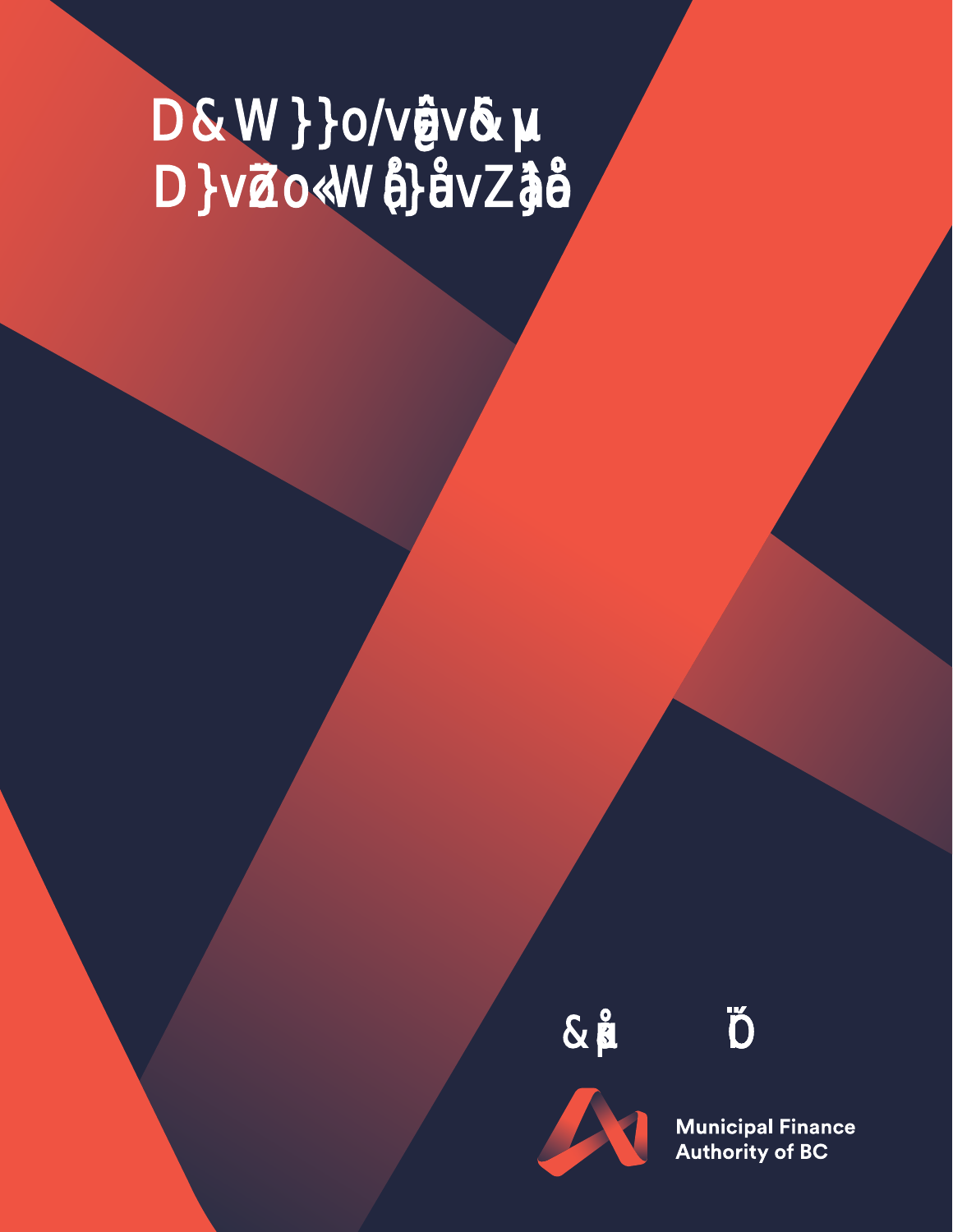# MFA Pooled Investment Funds

# Monthly Performance Report

February

Municipal Finance Authority of BC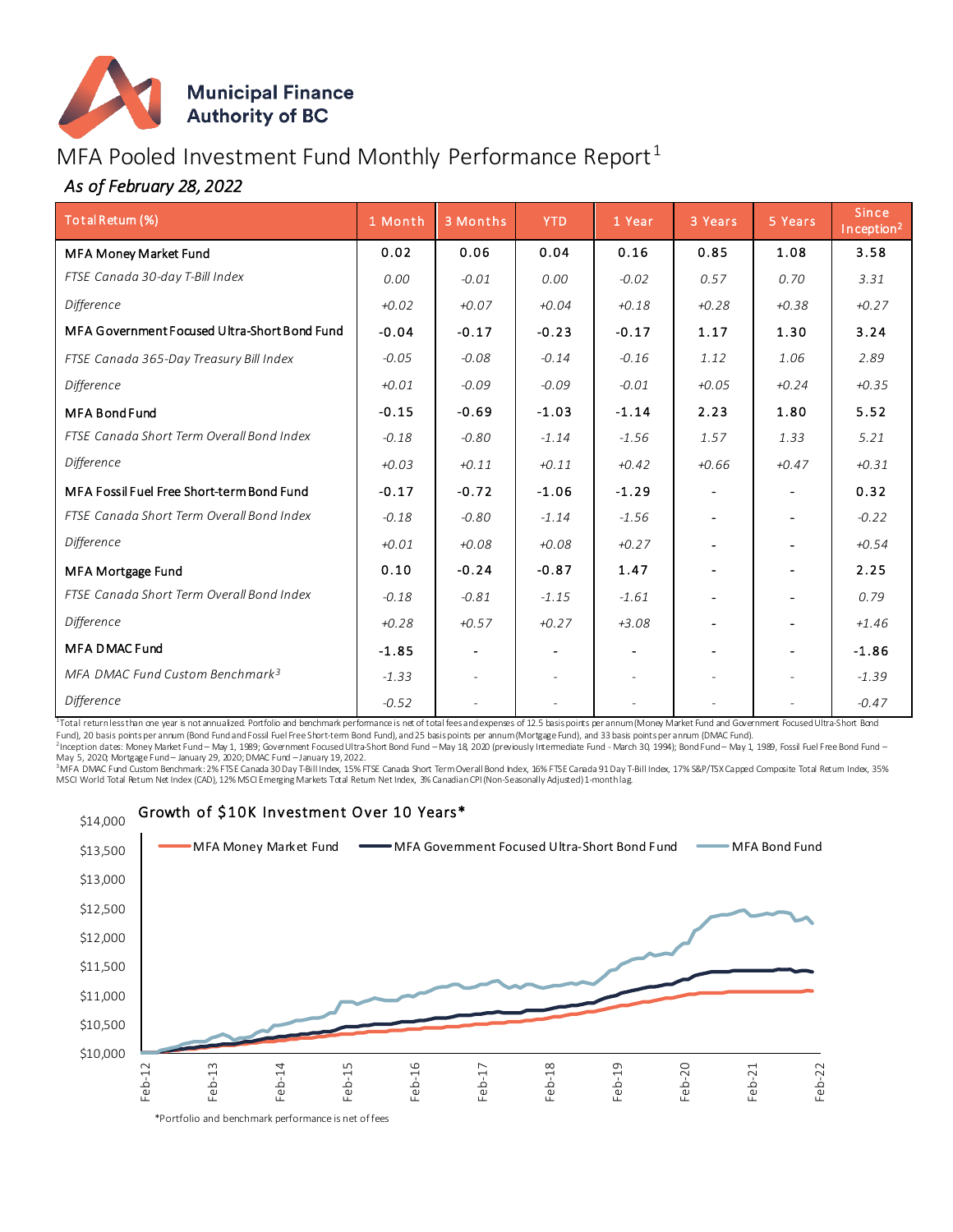Municipal Finance Authority of BC

# MFA Pooled Investment Fund Monthly Performance Report[1]

*As of February 28, 2022*

| Total Return (%) | 1 Month | 3 Months | YTD | 1 Year | 3 Years | 5 Years | Since Inception[2] |
|---|---|---|---|---|---|---|---|
| **MFA Money Market Fund** | **0.02** | **0.06** | **0.04** | **0.16** | **0.85** | **1.08** | **3.58** |
| *FTSE Canada 30-day T-Bill Index* | *0.00* | *-0.01* | *0.00* | *-0.02* | *0.57* | *0.70* | *3.31* |
| *Difference* | *+0.02* | *+0.07* | *+0.04* | *+0.18* | *+0.28* | *+0.38* | *+0.27* |
| **MFA Government Focused Ultra-Short Bond Fund** | **-0.04** | **-0.17** | **-0.23** | **-0.17** | **1.17** | **1.30** | **3.24** |
| *FTSE Canada 365-Day Treasury Bill Index* | *-0.05* | *-0.08* | *-0.14* | *-0.16* | *1.12* | *1.06* | *2.89* |
| *Difference* | *+0.01* | *-0.09* | *-0.09* | *-0.01* | *+0.05* | *+0.24* | *+0.35* |
| **MFA Bond Fund** | **-0.15** | **-0.69** | **-1.03** | **-1.14** | **2.23** | **1.80** | **5.52** |
| *FTSE Canada Short Term Overall Bond Index* | *-0.18* | *-0.80* | *-1.14* | *-1.56* | *1.57* | *1.33* | *5.21* |
| *Difference* | *+0.03* | *+0.11* | *+0.11* | *+0.42* | *+0.66* | *+0.47* | *+0.31* |
| **MFA Fossil Fuel Free Short-term Bond Fund** | **-0.17** | **-0.72** | **-1.06** | **-1.29** | - | - | **0.32** |
| *FTSE Canada Short Term Overall Bond Index* | *-0.18* | *-0.80* | *-1.14* | *-1.56* | - | - | *-0.22* |
| *Difference* | *+0.01* | *+0.08* | *+0.08* | *+0.27* | - | - | *+0.54* |
| **MFA Mortgage Fund** | **0.10** | **-0.24** | **-0.87** | **1.47** | - | - | **2.25** |
| *FTSE Canada Short Term Overall Bond Index* | *-0.18* | *-0.81* | *-1.15* | *-1.61* | - | - | *0.79* |
| *Difference* | *+0.28* | *+0.57* | *+0.27* | *+3.08* | - | - | *+1.46* |
| **MFA DMAC Fund** | **-1.85** | - | - | - | - | - | **-1.86** |
| *MFA DMAC Fund Custom Benchmark[3]* | *-1.33* | - | - | - | - | - | *-1.39* |
| *Difference* | *-0.52* | - | - | - | - | - | *-0.47* |

[1]Total return less than one year is not annualized. Portfolio and benchmark performance is net of total fees and expenses of 12.5 basis points per annum (Money Market Fund and Government Focused Ultra-Short Bond Fund), 20 basis points per annum (Bond Fund and Fossil Fuel Free Short-term Bond Fund), and 25 basis points per annum (Mortgage Fund), and 33 basis points per annum (DMAC Fund).

[2]Inception dates: Money Market Fund – May 1, 1989; Government Focused Ultra-Short Bond Fund – May 18, 2020 (previously Intermediate Fund - March 30, 1994); Bond Fund – May 1, 1989, Fossil Fuel Free Bond Fund – May 5, 2020; Mortgage Fund – January 29, 2020; DMAC Fund – January 19, 2022.

[3]MFA DMAC Fund Custom Benchmark: 2% FTSE Canada 30 Day T-Bill Index, 15% FTSE Canada Short Term Overall Bond Index, 16% FTSE Canada 91 Day T-Bill Index, 17% S&P/TSX Capped Composite Total Return Index, 35% MSCI World Total Return Net Index (CAD), 12% MSCI Emerging Markets Total Return Net Index, 3% Canadian CPI (Non-Seasonally Adjusted) 1-month lag.

## Growth of $10K Investment Over 10 Years*

*Portfolio and benchmark performance is net of fees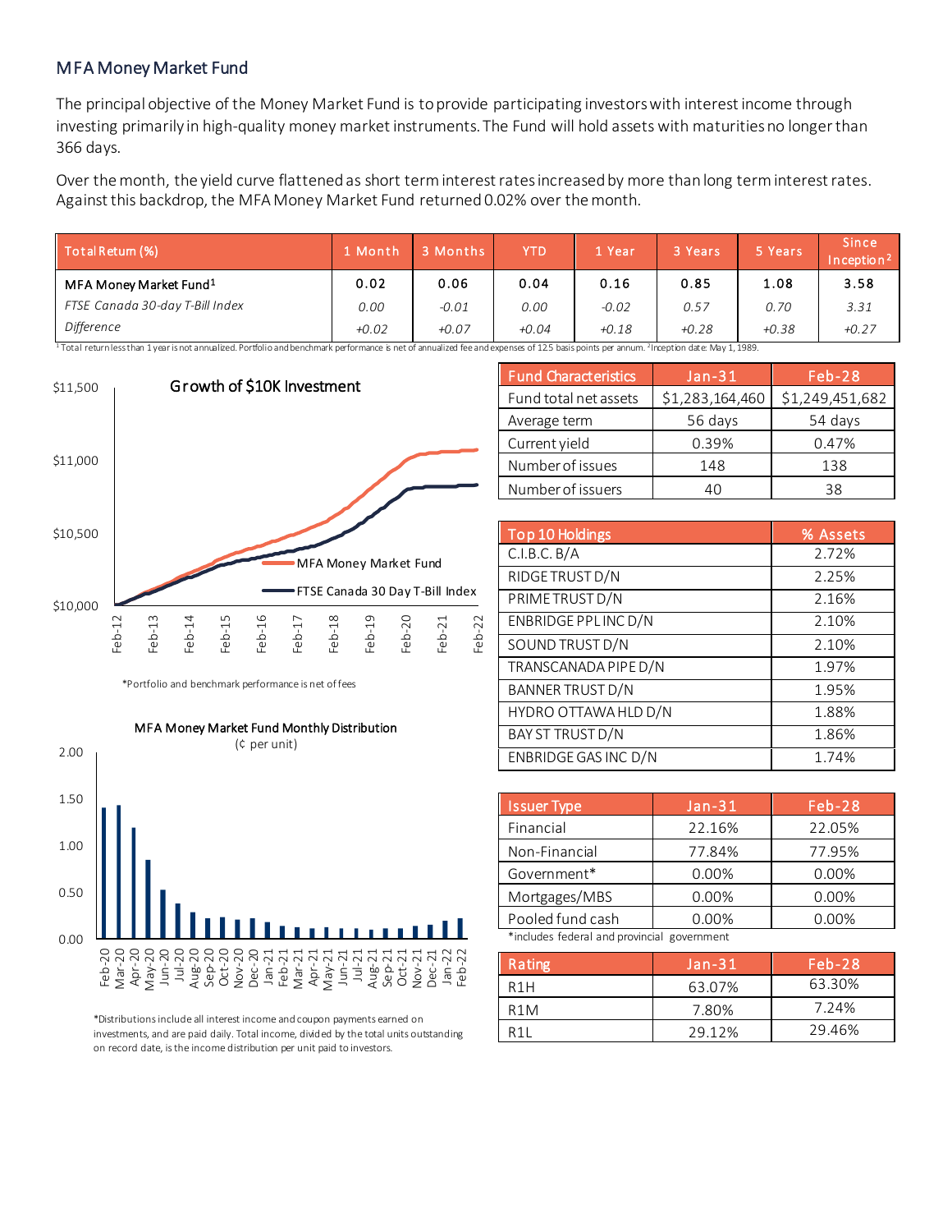## MFA Money Market Fund

The principal objective of the Money Market Fund is to provide participating investors with interest income through investing primarily in high-quality money market instruments. The Fund will hold assets with maturities no longer than 366 days.

Over the month, the yield curve flattened as short term interest rates increased by more than long term interest rates. Against this backdrop, the MFA Money Market Fund returned 0.02% over the month.

| Total Return (%) | 1 Month | 3 Months | YTD | 1 Year | 3 Years | 5 Years | Since Inception[2] |
|---|---|---|---|---|---|---|---|
| MFA Money Market Fund[1] | 0.02 | 0.06 | 0.04 | 0.16 | 0.85 | 1.08 | 3.58 |
| *FTSE Canada 30-day T-Bill Index* | *0.00* | *-0.01* | *0.00* | *-0.02* | *0.57* | *0.70* | *3.31* |
| *Difference* | *+0.02* | *+0.07* | *+0.04* | *+0.18* | *+0.28* | *+0.38* | *+0.27* |

[1] Total return less than 1 year is not annualized. Portfolio and benchmark performance is net of annualized fee and expenses of 12.5 basis points per annum. [2] Inception date: May 1, 1989.

**Growth of $10K Investment**

*Portfolio and benchmark performance is net of fees

**MFA Money Market Fund Monthly Distribution**
(¢ per unit)

*Distributions include all interest income and coupon payments earned on investments, and are paid daily. Total income, divided by the total units outstanding on record date, is the income distribution per unit paid to investors.

| Fund Characteristics | Jan-31 | Feb-28 |
|---|---|---|
| Fund total net assets | $1,283,164,460 | $1,249,451,682 |
| Average term | 56 days | 54 days |
| Current yield | 0.39% | 0.47% |
| Number of issues | 148 | 138 |
| Number of issuers | 40 | 38 |

| Top 10 Holdings | % Assets |
|---|---|
| C.I.B.C. B/A | 2.72% |
| RIDGE TRUST D/N | 2.25% |
| PRIME TRUST D/N | 2.16% |
| ENBRIDGE PPL INC D/N | 2.10% |
| SOUND TRUST D/N | 2.10% |
| TRANSCANADA PIPE D/N | 1.97% |
| BANNER TRUST D/N | 1.95% |
| HYDRO OTTAWA HLD D/N | 1.88% |
| BAY ST TRUST D/N | 1.86% |
| ENBRIDGE GAS INC D/N | 1.74% |

| Issuer Type | Jan-31 | Feb-28 |
|---|---|---|
| Financial | 22.16% | 22.05% |
| Non-Financial | 77.84% | 77.95% |
| Government* | 0.00% | 0.00% |
| Mortgages/MBS | 0.00% | 0.00% |
| Pooled fund cash | 0.00% | 0.00% |

*includes federal and provincial government

| Rating | Jan-31 | Feb-28 |
|---|---|---|
| R1H | 63.07% | 63.30% |
| R1M | 7.80% | 7.24% |
| R1L | 29.12% | 29.46% |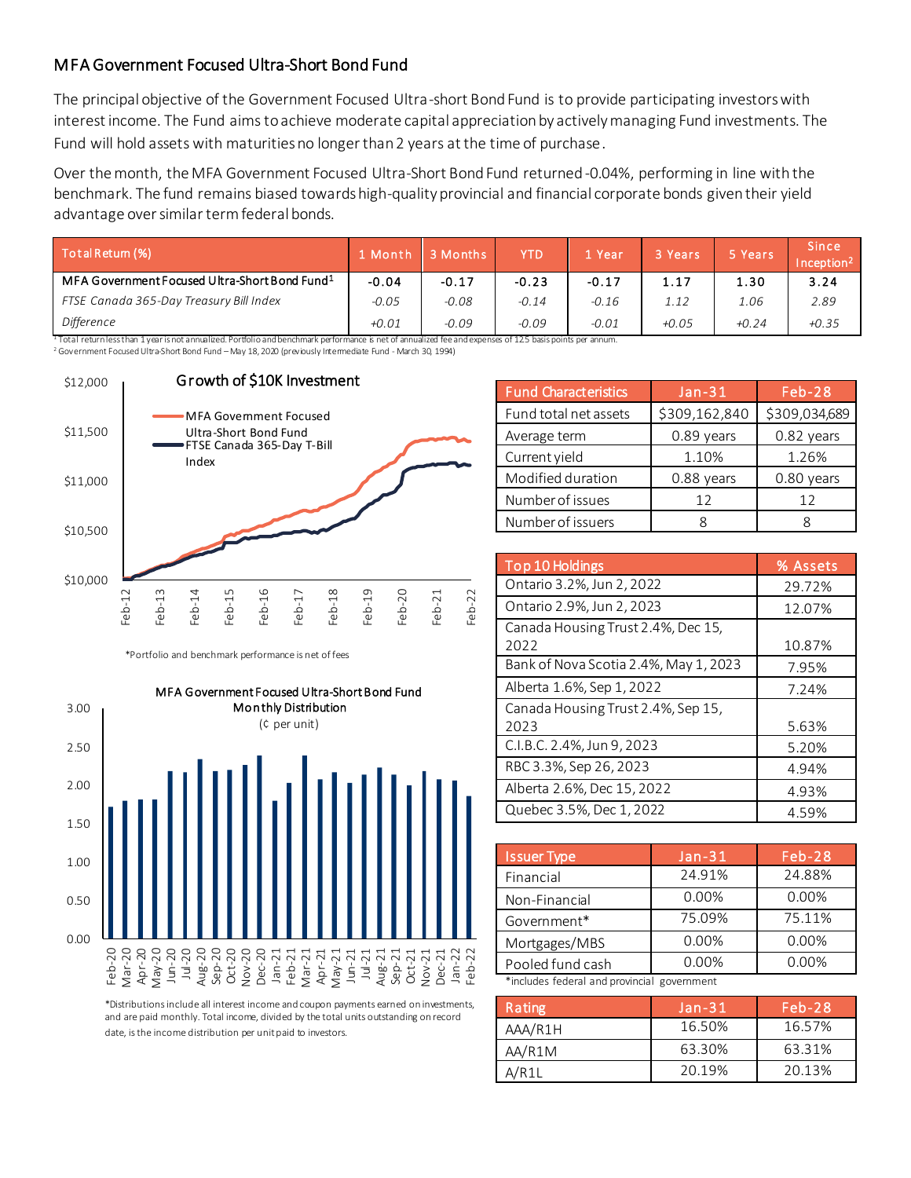## MFA Government Focused Ultra-Short Bond Fund

The principal objective of the Government Focused Ultra-short Bond Fund is to provide participating investors with interest income. The Fund aims to achieve moderate capital appreciation by actively managing Fund investments. The Fund will hold assets with maturities no longer than 2 years at the time of purchase.

Over the month, the MFA Government Focused Ultra-Short Bond Fund returned -0.04%, performing in line with the benchmark. The fund remains biased towards high-quality provincial and financial corporate bonds given their yield advantage over similar term federal bonds.

| Total Return (%) | 1 Month | 3 Months | YTD | 1 Year | 3 Years | 5 Years | Since Inception[2] |
|---|---|---|---|---|---|---|---|
| MFA Government Focused Ultra-Short Bond Fund[1] | -0.04 | -0.17 | -0.23 | -0.17 | 1.17 | 1.30 | 3.24 |
| *FTSE Canada 365-Day Treasury Bill Index* | *-0.05* | *-0.08* | *-0.14* | *-0.16* | *1.12* | *1.06* | *2.89* |
| *Difference* | *+0.01* | *-0.09* | *-0.09* | *-0.01* | *+0.05* | *+0.24* | *+0.35* |

[1] Total return less than 1 year is not annualized. Portfolio and benchmark performance is net of annualized fee and expenses of 12.5 basis points per annum.
[2] Government Focused Ultra-Short Bond Fund – May 18, 2020 (previously Intermediate Fund - March 30, 1994)

**Growth of $10K Investment**

*Portfolio and benchmark performance is net of fees

**MFA Government Focused Ultra-Short Bond Fund Monthly Distribution** (¢ per unit)

*Distributions include all interest income and coupon payments earned on investments, and are paid monthly. Total income, divided by the total units outstanding on record date, is the income distribution per unit paid to investors.

| Fund Characteristics | Jan-31 | Feb-28 |
|---|---|---|
| Fund total net assets | $309,162,840 | $309,034,689 |
| Average term | 0.89 years | 0.82 years |
| Current yield | 1.10% | 1.26% |
| Modified duration | 0.88 years | 0.80 years |
| Number of issues | 12 | 12 |
| Number of issuers | 8 | 8 |

| Top 10 Holdings | % Assets |
|---|---|
| Ontario 3.2%, Jun 2, 2022 | 29.72% |
| Ontario 2.9%, Jun 2, 2023 | 12.07% |
| Canada Housing Trust 2.4%, Dec 15, 2022 | 10.87% |
| Bank of Nova Scotia 2.4%, May 1, 2023 | 7.95% |
| Alberta 1.6%, Sep 1, 2022 | 7.24% |
| Canada Housing Trust 2.4%, Sep 15, 2023 | 5.63% |
| C.I.B.C. 2.4%, Jun 9, 2023 | 5.20% |
| RBC 3.3%, Sep 26, 2023 | 4.94% |
| Alberta 2.6%, Dec 15, 2022 | 4.93% |
| Quebec 3.5%, Dec 1, 2022 | 4.59% |

| Issuer Type | Jan-31 | Feb-28 |
|---|---|---|
| Financial | 24.91% | 24.88% |
| Non-Financial | 0.00% | 0.00% |
| Government* | 75.09% | 75.11% |
| Mortgages/MBS | 0.00% | 0.00% |
| Pooled fund cash | 0.00% | 0.00% |

*includes federal and provincial government

| Rating | Jan-31 | Feb-28 |
|---|---|---|
| AAA/R1H | 16.50% | 16.57% |
| AA/R1M | 63.30% | 63.31% |
| A/R1L | 20.19% | 20.13% |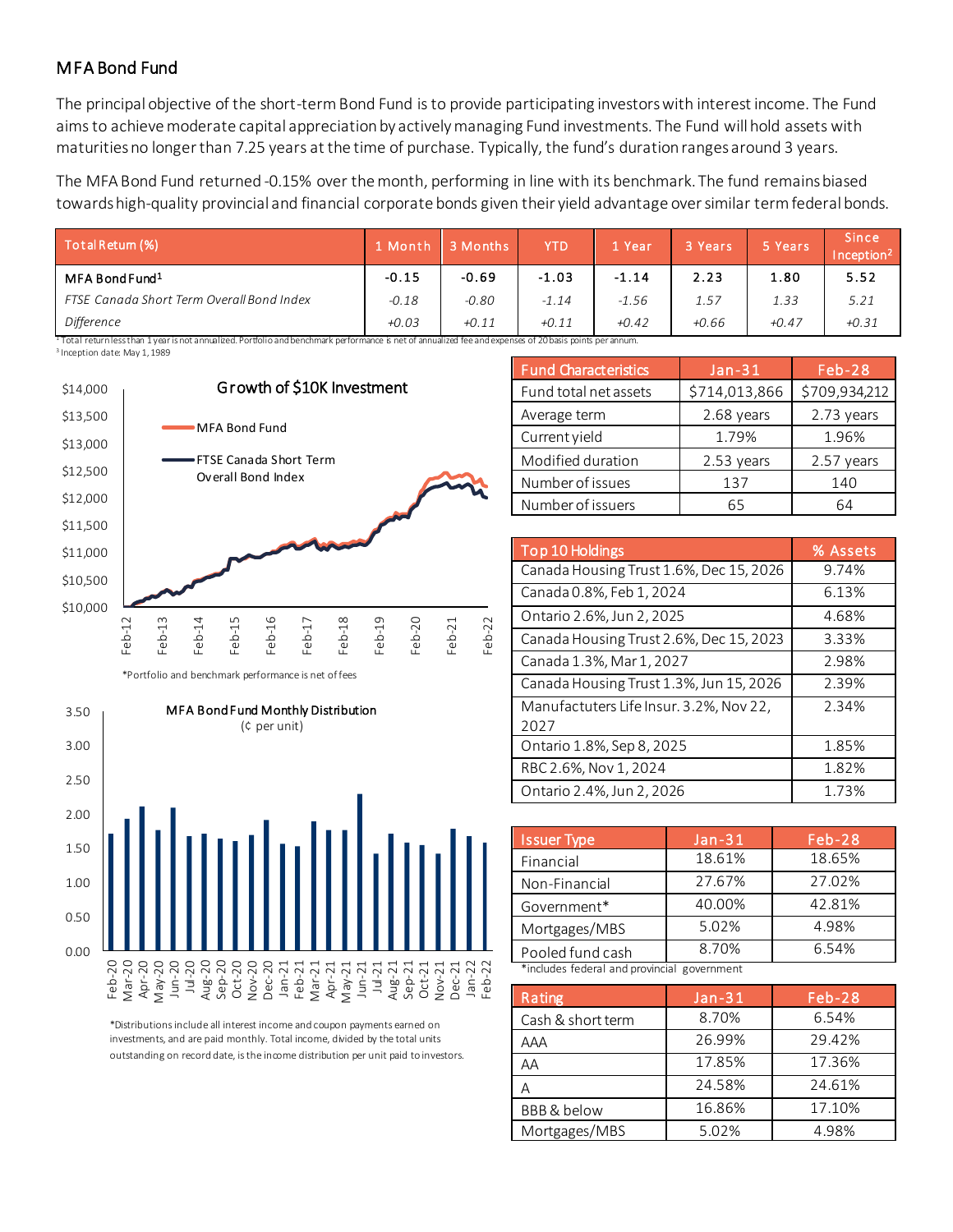## MFA Bond Fund

The principal objective of the short-term Bond Fund is to provide participating investors with interest income. The Fund aims to achieve moderate capital appreciation by actively managing Fund investments. The Fund will hold assets with maturities no longer than 7.25 years at the time of purchase. Typically, the fund's duration ranges around 3 years.

The MFA Bond Fund returned -0.15% over the month, performing in line with its benchmark. The fund remains biased towards high-quality provincial and financial corporate bonds given their yield advantage over similar term federal bonds.

| Total Return (%) | 1 Month | 3 Months | YTD | 1 Year | 3 Years | 5 Years | Since Inception[2] |
|---|---|---|---|---|---|---|---|
| **MFA Bond Fund[1]** | **-0.15** | **-0.69** | **-1.03** | **-1.14** | **2.23** | **1.80** | **5.52** |
| *FTSE Canada Short Term Overall Bond Index* | *-0.18* | *-0.80* | *-1.14* | *-1.56* | *1.57* | *1.33* | *5.21* |
| *Difference* | *+0.03* | *+0.11* | *+0.11* | *+0.42* | *+0.66* | *+0.47* | *+0.31* |

[1] Total return less than 1 year is not annualized. Portfolio and benchmark performance is net of annualized fee and expenses of 20 basis points per annum.
[2] Inception date: May 1, 1989

**Growth of $10K Investment**

*Portfolio and benchmark performance is net of fees

**MFA Bond Fund Monthly Distribution** (¢ per unit)

*Distributions include all interest income and coupon payments earned on investments, and are paid monthly. Total income, divided by the total units outstanding on record date, is the income distribution per unit paid to investors.

| Fund Characteristics | Jan-31 | Feb-28 |
|---|---|---|
| Fund total net assets | $714,013,866 | $709,934,212 |
| Average term | 2.68 years | 2.73 years |
| Current yield | 1.79% | 1.96% |
| Modified duration | 2.53 years | 2.57 years |
| Number of issues | 137 | 140 |
| Number of issuers | 65 | 64 |

| Top 10 Holdings | % Assets |
|---|---|
| Canada Housing Trust 1.6%, Dec 15, 2026 | 9.74% |
| Canada 0.8%, Feb 1, 2024 | 6.13% |
| Ontario 2.6%, Jun 2, 2025 | 4.68% |
| Canada Housing Trust 2.6%, Dec 15, 2023 | 3.33% |
| Canada 1.3%, Mar 1, 2027 | 2.98% |
| Canada Housing Trust 1.3%, Jun 15, 2026 | 2.39% |
| Manufactuters Life Insur. 3.2%, Nov 22, 2027 | 2.34% |
| Ontario 1.8%, Sep 8, 2025 | 1.85% |
| RBC 2.6%, Nov 1, 2024 | 1.82% |
| Ontario 2.4%, Jun 2, 2026 | 1.73% |

| Issuer Type | Jan-31 | Feb-28 |
|---|---|---|
| Financial | 18.61% | 18.65% |
| Non-Financial | 27.67% | 27.02% |
| Government* | 40.00% | 42.81% |
| Mortgages/MBS | 5.02% | 4.98% |
| Pooled fund cash | 8.70% | 6.54% |

*includes federal and provincial government

| Rating | Jan-31 | Feb-28 |
|---|---|---|
| Cash & short term | 8.70% | 6.54% |
| AAA | 26.99% | 29.42% |
| AA | 17.85% | 17.36% |
| A | 24.58% | 24.61% |
| BBB & below | 16.86% | 17.10% |
| Mortgages/MBS | 5.02% | 4.98% |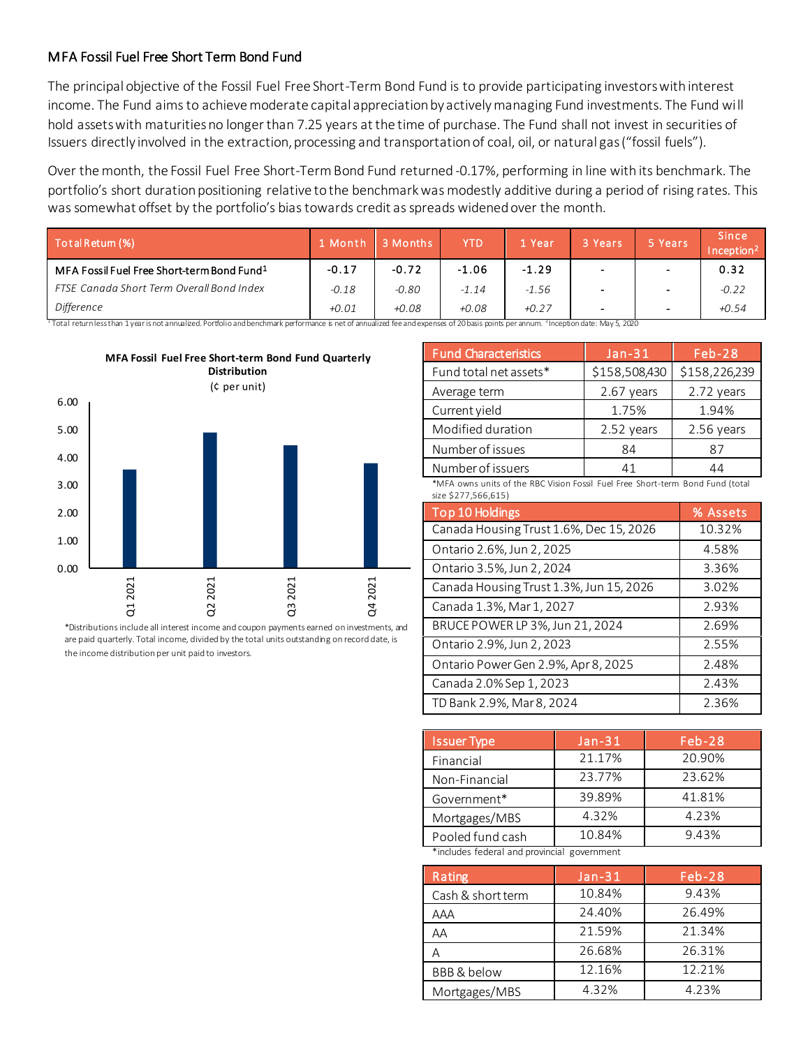## MFA Fossil Fuel Free Short Term Bond Fund

The principal objective of the Fossil Fuel Free Short-Term Bond Fund is to provide participating investors with interest income. The Fund aims to achieve moderate capital appreciation by actively managing Fund investments. The Fund will hold assets with maturities no longer than 7.25 years at the time of purchase. The Fund shall not invest in securities of Issuers directly involved in the extraction, processing and transportation of coal, oil, or natural gas ("fossil fuels").

Over the month, the Fossil Fuel Free Short-Term Bond Fund returned -0.17%, performing in line with its benchmark. The portfolio's short duration positioning relative to the benchmark was modestly additive during a period of rising rates. This was somewhat offset by the portfolio's bias towards credit as spreads widened over the month.

| Total Return (%) | 1 Month | 3 Months | YTD | 1 Year | 3 Years | 5 Years | Since Inception[2] |
|---|---|---|---|---|---|---|---|
| MFA Fossil Fuel Free Short-term Bond Fund[1] | -0.17 | -0.72 | -1.06 | -1.29 | - | - | 0.32 |
| *FTSE Canada Short Term Overall Bond Index* | *-0.18* | *-0.80* | *-1.14* | *-1.56* | - | - | *-0.22* |
| *Difference* | *+0.01* | *+0.08* | *+0.08* | *+0.27* | - | - | *+0.54* |

[1] Total return less than 1 year is not annualized. Portfolio and benchmark performance is net of annualized fee and expenses of 20 basis points per annum. [2] Inception date: May 5, 2020

**MFA Fossil Fuel Free Short-term Bond Fund Quarterly Distribution**
(¢ per unit)

| Quarter | Distribution (¢ per unit) |
|---|---|
| Q1 2021 | ~3.55 |
| Q2 2021 | ~4.90 |
| Q3 2021 | ~4.45 |
| Q4 2021 | ~3.80 |

*Distributions include all interest income and coupon payments earned on investments, and are paid quarterly. Total income, divided by the total units outstanding on record date, is the income distribution per unit paid to investors.

| Fund Characteristics | Jan-31 | Feb-28 |
|---|---|---|
| Fund total net assets* | $158,508,430 | $158,226,239 |
| Average term | 2.67 years | 2.72 years |
| Current yield | 1.75% | 1.94% |
| Modified duration | 2.52 years | 2.56 years |
| Number of issues | 84 | 87 |
| Number of issuers | 41 | 44 |

*MFA owns units of the RBC Vision Fossil Fuel Free Short-term Bond Fund (total size $277,566,615)

| Top 10 Holdings | % Assets |
|---|---|
| Canada Housing Trust 1.6%, Dec 15, 2026 | 10.32% |
| Ontario 2.6%, Jun 2, 2025 | 4.58% |
| Ontario 3.5%, Jun 2, 2024 | 3.36% |
| Canada Housing Trust 1.3%, Jun 15, 2026 | 3.02% |
| Canada 1.3%, Mar 1, 2027 | 2.93% |
| BRUCE POWER LP 3%, Jun 21, 2024 | 2.69% |
| Ontario 2.9%, Jun 2, 2023 | 2.55% |
| Ontario Power Gen 2.9%, Apr 8, 2025 | 2.48% |
| Canada 2.0% Sep 1, 2023 | 2.43% |
| TD Bank 2.9%, Mar 8, 2024 | 2.36% |

| Issuer Type | Jan-31 | Feb-28 |
|---|---|---|
| Financial | 21.17% | 20.90% |
| Non-Financial | 23.77% | 23.62% |
| Government* | 39.89% | 41.81% |
| Mortgages/MBS | 4.32% | 4.23% |
| Pooled fund cash | 10.84% | 9.43% |

*includes federal and provincial government

| Rating | Jan-31 | Feb-28 |
|---|---|---|
| Cash & short term | 10.84% | 9.43% |
| AAA | 24.40% | 26.49% |
| AA | 21.59% | 21.34% |
| A | 26.68% | 26.31% |
| BBB & below | 12.16% | 12.21% |
| Mortgages/MBS | 4.32% | 4.23% |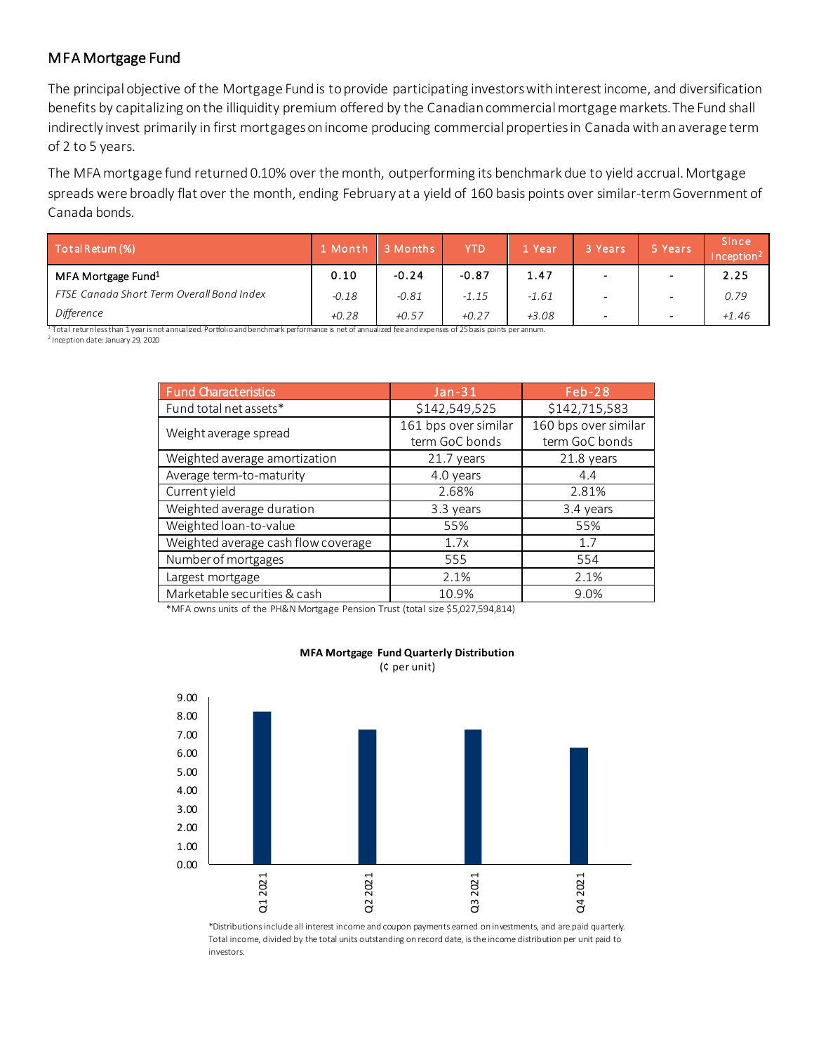## MFA Mortgage Fund

The principal objective of the Mortgage Fund is to provide participating investors with interest income, and diversification benefits by capitalizing on the illiquidity premium offered by the Canadian commercial mortgage markets. The Fund shall indirectly invest primarily in first mortgages on income producing commercial properties in Canada with an average term of 2 to 5 years.

The MFA mortgage fund returned 0.10% over the month, outperforming its benchmark due to yield accrual. Mortgage spreads were broadly flat over the month, ending February at a yield of 160 basis points over similar-term Government of Canada bonds.

| Total Return (%) | 1 Month | 3 Months | YTD | 1 Year | 3 Years | 5 Years | Since Inception[2] |
|---|---|---|---|---|---|---|---|
| MFA Mortgage Fund[1] | 0.10 | -0.24 | -0.87 | 1.47 | - | - | 2.25 |
| *FTSE Canada Short Term Overall Bond Index* | *-0.18* | *-0.81* | *-1.15* | *-1.61* | - | - | *0.79* |
| *Difference* | *+0.28* | *+0.57* | *+0.27* | *+3.08* | - | - | *+1.46* |

[1] Total return less than 1 year is not annualized. Portfolio and benchmark performance is net of annualized fee and expenses of 25 basis points per annum.
[2] Inception date: January 29, 2020

| Fund Characteristics | Jan-31 | Feb-28 |
|---|---|---|
| Fund total net assets* | $142,549,525 | $142,715,583 |
| Weight average spread | 161 bps over similar term GoC bonds | 160 bps over similar term GoC bonds |
| Weighted average amortization | 21.7 years | 21.8 years |
| Average term-to-maturity | 4.0 years | 4.4 |
| Current yield | 2.68% | 2.81% |
| Weighted average duration | 3.3 years | 3.4 years |
| Weighted loan-to-value | 55% | 55% |
| Weighted average cash flow coverage | 1.7x | 1.7 |
| Number of mortgages | 555 | 554 |
| Largest mortgage | 2.1% | 2.1% |
| Marketable securities & cash | 10.9% | 9.0% |

*MFA owns units of the PH&N Mortgage Pension Trust (total size $5,027,594,814)

**MFA Mortgage Fund Quarterly Distribution**
(¢ per unit)

| Quarter | ¢ per unit |
|---|---|
| Q1 2021 | ~8.25 |
| Q2 2021 | ~7.25 |
| Q3 2021 | ~7.25 |
| Q4 2021 | ~6.30 |

*Distributions include all interest income and coupon payments earned on investments, and are paid quarterly. Total income, divided by the total units outstanding on record date, is the income distribution per unit paid to investors.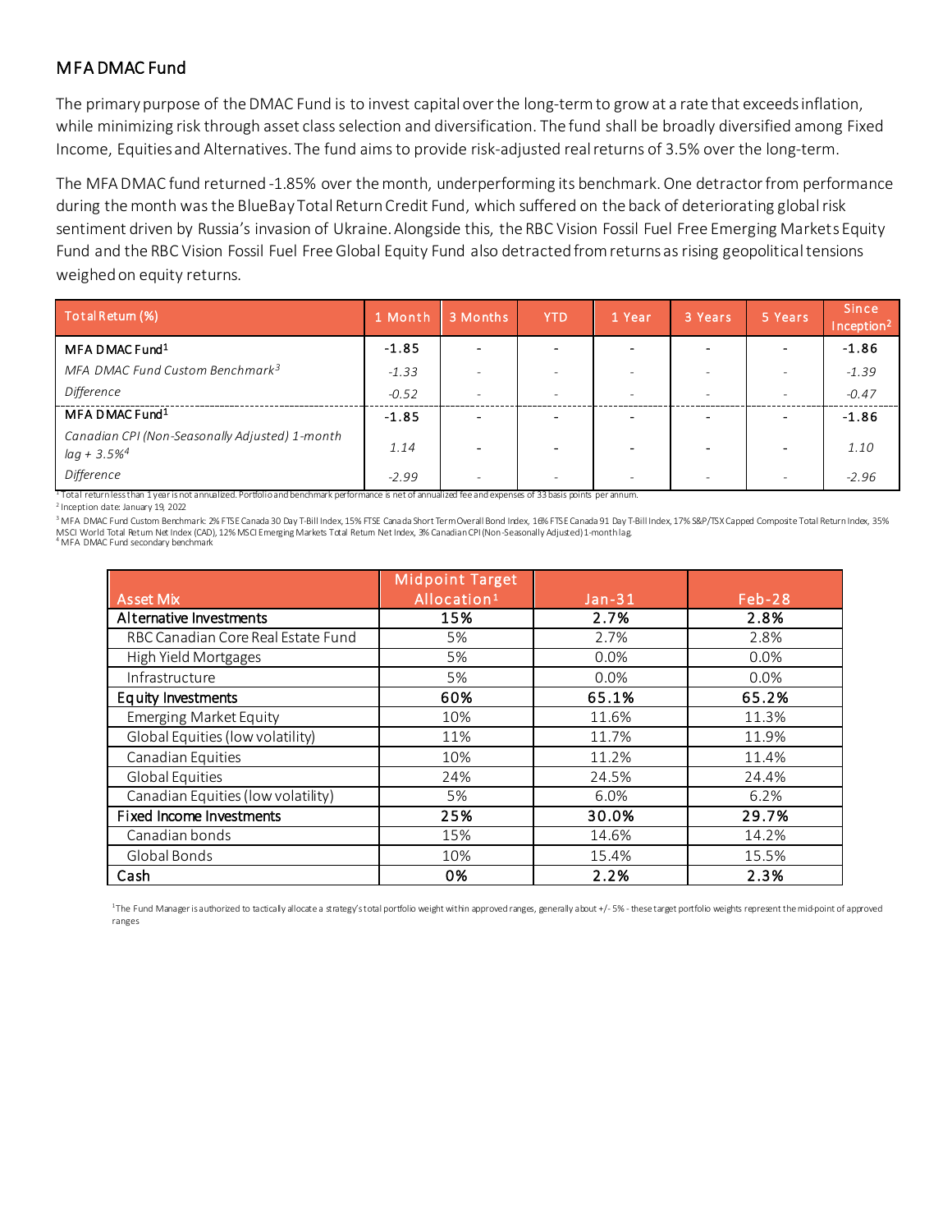## MFA DMAC Fund

The primary purpose of the DMAC Fund is to invest capital over the long-term to grow at a rate that exceeds inflation, while minimizing risk through asset class selection and diversification. The fund shall be broadly diversified among Fixed Income, Equities and Alternatives. The fund aims to provide risk-adjusted real returns of 3.5% over the long-term.

The MFA DMAC fund returned -1.85% over the month, underperforming its benchmark. One detractor from performance during the month was the BlueBay Total Return Credit Fund, which suffered on the back of deteriorating global risk sentiment driven by Russia's invasion of Ukraine. Alongside this, the RBC Vision Fossil Fuel Free Emerging Markets Equity Fund and the RBC Vision Fossil Fuel Free Global Equity Fund also detracted from returns as rising geopolitical tensions weighed on equity returns.

| Total Return (%) | 1 Month | 3 Months | YTD | 1 Year | 3 Years | 5 Years | Since Inception[2] |
|---|---|---|---|---|---|---|---|
| MFA DMAC Fund[1] | -1.85 | - | - | - | - | - | -1.86 |
| *MFA DMAC Fund Custom Benchmark[3]* | -1.33 | - | - | - | - | - | -1.39 |
| *Difference* | -0.52 | - | - | - | - | - | -0.47 |
| MFA DMAC Fund[1] | -1.85 | - | - | - | - | - | -1.86 |
| *Canadian CPI (Non-Seasonally Adjusted) 1-month lag + 3.5%[4]* | 1.14 | - | - | - | - | - | 1.10 |
| *Difference* | -2.99 | - | - | - | - | - | -2.96 |

[1] Total return less than 1 year is not annualized. Portfolio and benchmark performance is net of annualized fee and expenses of 33 basis points per annum.

[2] Inception date: January 19, 2022

[3] MFA DMAC Fund Custom Benchmark: 2% FTSE Canada 30 Day T-Bill Index, 15% FTSE Canada Short Term Overall Bond Index, 16% FTSE Canada 91 Day T-Bill Index, 17% S&P/TSX Capped Composite Total Return Index, 35% MSCI World Total Return Net Index (CAD), 12% MSCI Emerging Markets Total Return Net Index, 3% Canadian CPI (Non-Seasonally Adjusted) 1-month lag.

[4] MFA DMAC Fund secondary benchmark

| Asset Mix | Midpoint Target Allocation[1] | Jan-31 | Feb-28 |
|---|---|---|---|
| **Alternative Investments** | **15%** | **2.7%** | **2.8%** |
| RBC Canadian Core Real Estate Fund | 5% | 2.7% | 2.8% |
| High Yield Mortgages | 5% | 0.0% | 0.0% |
| Infrastructure | 5% | 0.0% | 0.0% |
| **Equity Investments** | **60%** | **65.1%** | **65.2%** |
| Emerging Market Equity | 10% | 11.6% | 11.3% |
| Global Equities (low volatility) | 11% | 11.7% | 11.9% |
| Canadian Equities | 10% | 11.2% | 11.4% |
| Global Equities | 24% | 24.5% | 24.4% |
| Canadian Equities (low volatility) | 5% | 6.0% | 6.2% |
| **Fixed Income Investments** | **25%** | **30.0%** | **29.7%** |
| Canadian bonds | 15% | 14.6% | 14.2% |
| Global Bonds | 10% | 15.4% | 15.5% |
| **Cash** | **0%** | **2.2%** | **2.3%** |

[1] The Fund Manager is authorized to tactically allocate a strategy's total portfolio weight within approved ranges, generally about +/- 5% - these target portfolio weights represent the mid-point of approved ranges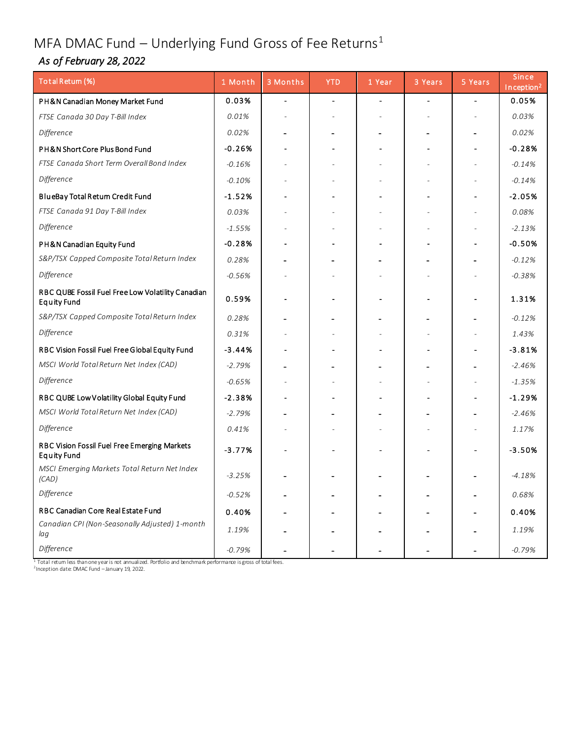# MFA DMAC Fund – Underlying Fund Gross of Fee Returns[1]

## *As of February 28, 2022*

| Total Return (%) | 1 Month | 3 Months | YTD | 1 Year | 3 Years | 5 Years | Since Inception[2] |
|---|---|---|---|---|---|---|---|
| **PH&N Canadian Money Market Fund** | **0.03%** | - | - | - | - | - | **0.05%** |
| *FTSE Canada 30 Day T-Bill Index* | *0.01%* | - | - | - | - | - | *0.03%* |
| *Difference* | *0.02%* | - | - | - | - | - | *0.02%* |
| **PH&N Short Core Plus Bond Fund** | **-0.26%** | - | - | - | - | - | **-0.28%** |
| *FTSE Canada Short Term Overall Bond Index* | *-0.16%* | - | - | - | - | - | *-0.14%* |
| *Difference* | *-0.10%* | - | - | - | - | - | *-0.14%* |
| **BlueBay Total Return Credit Fund** | **-1.52%** | - | - | - | - | - | **-2.05%** |
| *FTSE Canada 91 Day T-Bill Index* | *0.03%* | - | - | - | - | - | *0.08%* |
| *Difference* | *-1.55%* | - | - | - | - | - | *-2.13%* |
| **PH&N Canadian Equity Fund** | **-0.28%** | - | - | - | - | - | **-0.50%** |
| *S&P/TSX Capped Composite Total Return Index* | *0.28%* | - | - | - | - | - | *-0.12%* |
| *Difference* | *-0.56%* | - | - | - | - | - | *-0.38%* |
| **RBC QUBE Fossil Fuel Free Low Volatility Canadian Equity Fund** | **0.59%** | - | - | - | - | - | **1.31%** |
| *S&P/TSX Capped Composite Total Return Index* | *0.28%* | - | - | - | - | - | *-0.12%* |
| *Difference* | *0.31%* | - | - | - | - | - | *1.43%* |
| **RBC Vision Fossil Fuel Free Global Equity Fund** | **-3.44%** | - | - | - | - | - | **-3.81%** |
| *MSCI World Total Return Net Index (CAD)* | *-2.79%* | - | - | - | - | - | *-2.46%* |
| *Difference* | *-0.65%* | - | - | - | - | - | *-1.35%* |
| **RBC QUBE Low Volatility Global Equity Fund** | **-2.38%** | - | - | - | - | - | **-1.29%** |
| *MSCI World Total Return Net Index (CAD)* | *-2.79%* | - | - | - | - | - | *-2.46%* |
| *Difference* | *0.41%* | - | - | - | - | - | *1.17%* |
| **RBC Vision Fossil Fuel Free Emerging Markets Equity Fund** | **-3.77%** | - | - | - | - | - | **-3.50%** |
| *MSCI Emerging Markets Total Return Net Index (CAD)* | *-3.25%* | - | - | - | - | - | *-4.18%* |
| *Difference* | *-0.52%* | - | - | - | - | - | *0.68%* |
| **RBC Canadian Core Real Estate Fund** | **0.40%** | - | - | - | - | - | **0.40%** |
| *Canadian CPI (Non-Seasonally Adjusted) 1-month lag* | *1.19%* | - | - | - | - | - | *1.19%* |
| *Difference* | *-0.79%* | - | - | - | - | - | *-0.79%* |

[1] Total return less than one year is not annualized. Portfolio and benchmark performance is gross of total fees.
[2] Inception date: DMAC Fund – January 19, 2022.